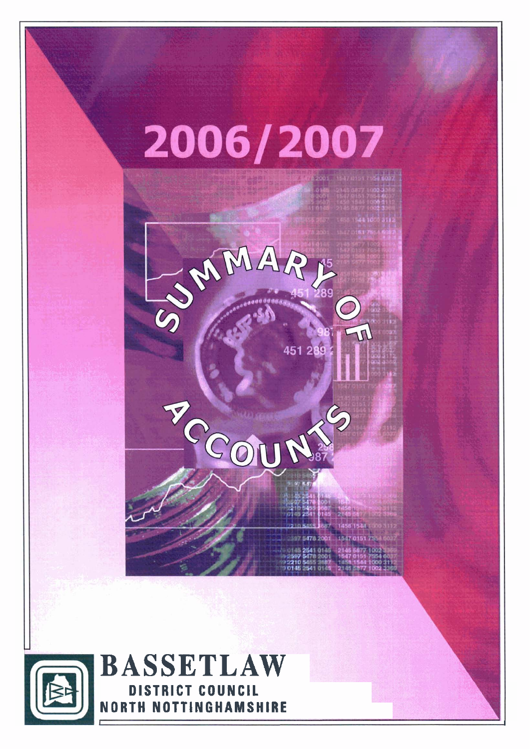# 2006/2007

# SUMMARY OF ACCOUNTS

**BASSETLAW**
DISTRICT COUNCIL
NORTH NOTTINGHAMSHIRE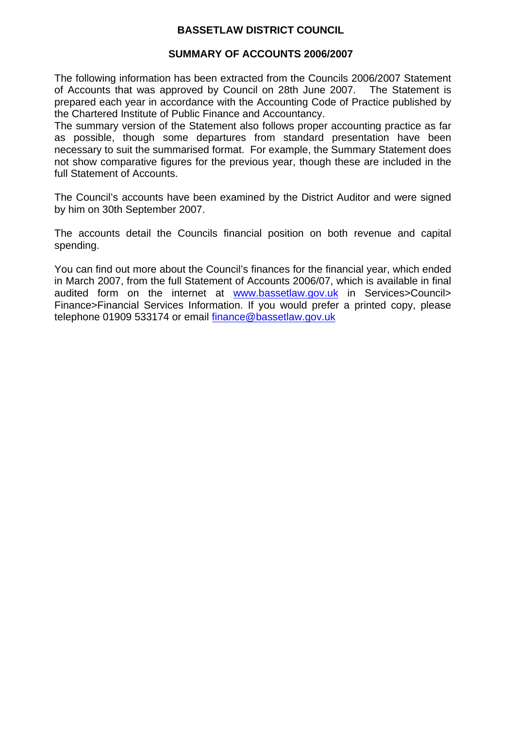# BASSETLAW DISTRICT COUNCIL

## SUMMARY OF ACCOUNTS 2006/2007

The following information has been extracted from the Councils 2006/2007 Statement of Accounts that was approved by Council on 28th June 2007. The Statement is prepared each year in accordance with the Accounting Code of Practice published by the Chartered Institute of Public Finance and Accountancy.
The summary version of the Statement also follows proper accounting practice as far as possible, though some departures from standard presentation have been necessary to suit the summarised format. For example, the Summary Statement does not show comparative figures for the previous year, though these are included in the full Statement of Accounts.

The Council's accounts have been examined by the District Auditor and were signed by him on 30th September 2007.

The accounts detail the Councils financial position on both revenue and capital spending.

You can find out more about the Council's finances for the financial year, which ended in March 2007, from the full Statement of Accounts 2006/07, which is available in final audited form on the internet at [www.bassetlaw.gov.uk](http://www.bassetlaw.gov.uk) in Services>Council> Finance>Financial Services Information. If you would prefer a printed copy, please telephone 01909 533174 or email [finance@bassetlaw.gov.uk](mailto:finance@bassetlaw.gov.uk)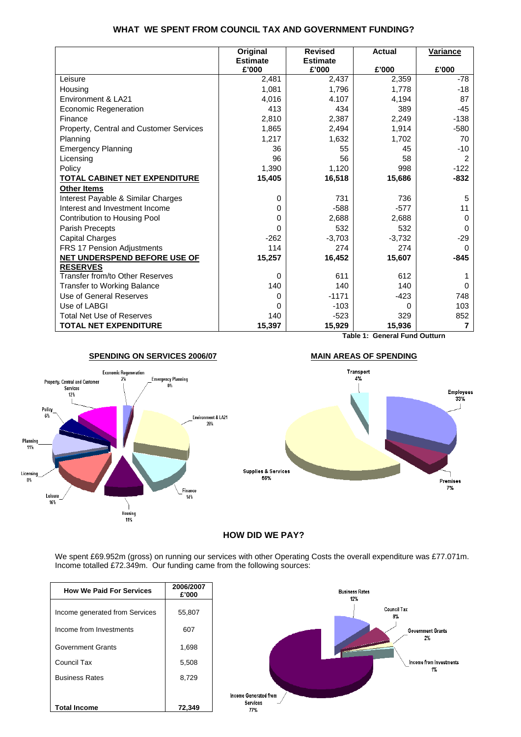## WHAT WE SPENT FROM COUNCIL TAX AND GOVERNMENT FUNDING?

| | Original Estimate £'000 | Revised Estimate £'000 | Actual £'000 | Variance £'000 |
|---|---|---|---|---|
| Leisure | 2,481 | 2,437 | 2,359 | -78 |
| Housing | 1,081 | 1,796 | 1,778 | -18 |
| Environment & LA21 | 4,016 | 4.107 | 4,194 | 87 |
| Economic Regeneration | 413 | 434 | 389 | -45 |
| Finance | 2,810 | 2,387 | 2,249 | -138 |
| Property, Central and Customer Services | 1,865 | 2,494 | 1,914 | -580 |
| Planning | 1,217 | 1,632 | 1,702 | 70 |
| Emergency Planning | 36 | 55 | 45 | -10 |
| Licensing | 96 | 56 | 58 | 2 |
| Policy | 1,390 | 1,120 | 998 | -122 |
| **TOTAL CABINET NET EXPENDITURE** | **15,405** | **16,518** | **15,686** | **-832** |
| **Other Items** | | | | |
| Interest Payable & Similar Charges | 0 | 731 | 736 | 5 |
| Interest and Investment Income | 0 | -588 | -577 | 11 |
| Contribution to Housing Pool | 0 | 2,688 | 2,688 | 0 |
| Parish Precepts | 0 | 532 | 532 | 0 |
| Capital Charges | -262 | -3,703 | -3,732 | -29 |
| FRS 17 Pension Adjustments | 114 | 274 | 274 | 0 |
| **NET UNDERSPEND BEFORE USE OF RESERVES** | **15,257** | **16,452** | **15,607** | **-845** |
| Transfer from/to Other Reserves | 0 | 611 | 612 | 1 |
| Transfer to Working Balance | 140 | 140 | 140 | 0 |
| Use of General Reserves | 0 | -1171 | -423 | 748 |
| Use of LABGI | 0 | -103 | 0 | 103 |
| Total Net Use of Reserves | 140 | -523 | 329 | 852 |
| **TOTAL NET EXPENDITURE** | **15,397** | **15,929** | **15,936** | **7** |

**Table 1: General Fund Outturn**

**SPENDING ON SERVICES 2006/07**

Economic Regeneration 2%, Emergency Planning 0%, Environment & LA21 28%, Finance 14%, Housing 11%, Leisure 16%, Licensing 0%, Planning 11%, Policy 6%, Property, Central and Customer Services 12%

**MAIN AREAS OF SPENDING**

Transport 4%, Employees 33%, Premises 7%, Supplies & Services 56%

## HOW DID WE PAY?

We spent £69.952m (gross) on running our services with other Operating Costs the overall expenditure was £77.071m. Income totalled £72.349m. Our funding came from the following sources:

| How We Paid For Services | 2006/2007 £'000 |
|---|---|
| Income generated from Services | 55,807 |
| Income from Investments | 607 |
| Government Grants | 1,698 |
| Council Tax | 5,508 |
| Business Rates | 8,729 |
| **Total Income** | **72,349** |

Business Rates 12%, Council Tax 8%, Government Grants 2%, Income From Investments 1%, Income Generated from Services 77%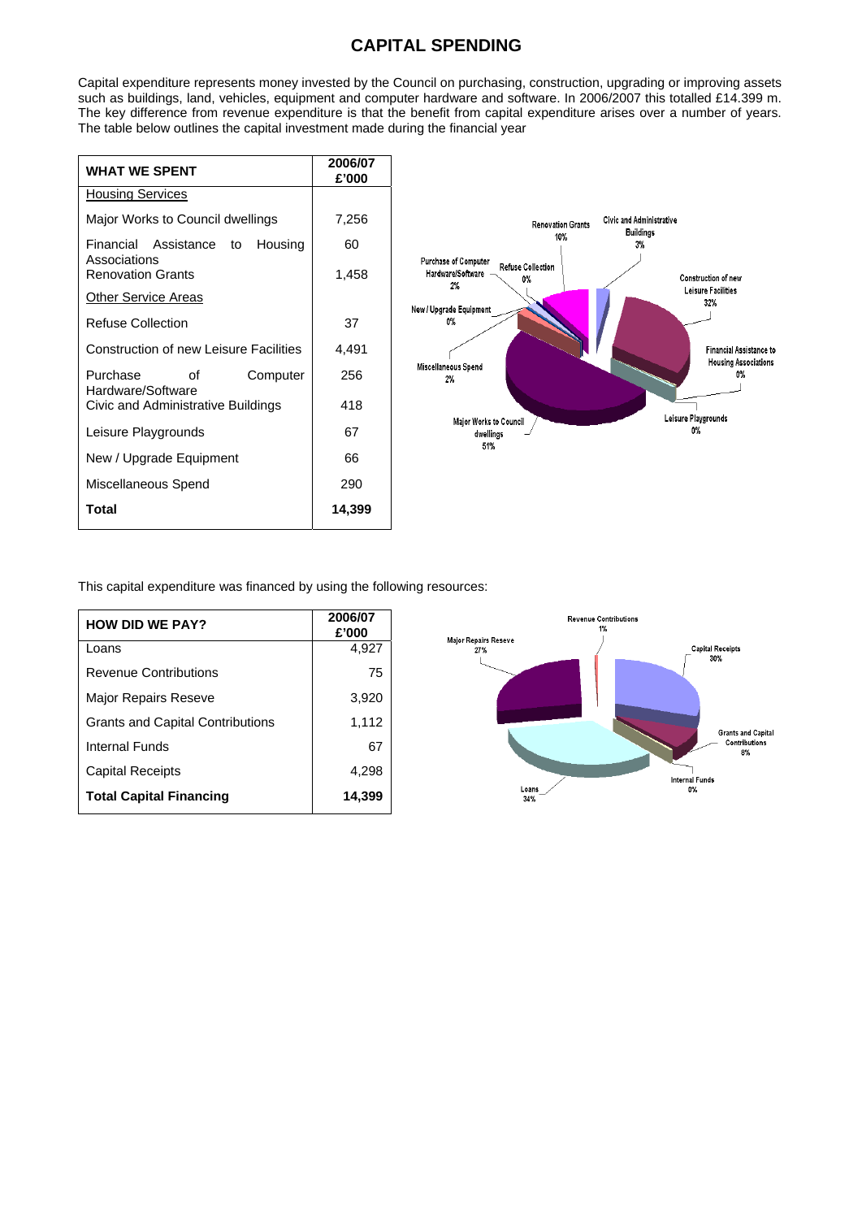# CAPITAL SPENDING

Capital expenditure represents money invested by the Council on purchasing, construction, upgrading or improving assets such as buildings, land, vehicles, equipment and computer hardware and software. In 2006/2007 this totalled £14.399 m. The key difference from revenue expenditure is that the benefit from capital expenditure arises over a number of years. The table below outlines the capital investment made during the financial year

| WHAT WE SPENT | 2006/07 £'000 |
|---|---|
| Housing Services | |
| Major Works to Council dwellings | 7,256 |
| Financial Assistance to Housing Associations | 60 |
| Renovation Grants | 1,458 |
| Other Service Areas | |
| Refuse Collection | 37 |
| Construction of new Leisure Facilities | 4,491 |
| Purchase of Computer Hardware/Software | 256 |
| Civic and Administrative Buildings | 418 |
| Leisure Playgrounds | 67 |
| New / Upgrade Equipment | 66 |
| Miscellaneous Spend | 290 |
| **Total** | **14,399** |

Renovation Grants 10%; Civic and Administrative Buildings 3%; Purchase of Computer Hardware/Software 2%; Refuse Collection 0%; Construction of new Leisure Facilities 32%; New / Upgrade Equipment 0%; Financial Assistance to Housing Associations 0%; Miscellaneous Spend 2%; Leisure Playgrounds 0%; Major Works to Council dwellings 51%

This capital expenditure was financed by using the following resources:

| HOW DID WE PAY? | 2006/07 £'000 |
|---|---|
| Loans | 4,927 |
| Revenue Contributions | 75 |
| Major Repairs Reseve | 3,920 |
| Grants and Capital Contributions | 1,112 |
| Internal Funds | 67 |
| Capital Receipts | 4,298 |
| **Total Capital Financing** | **14,399** |

Revenue Contributions 1%; Major Repairs Reseve 27%; Capital Receipts 30%; Grants and Capital Contributions 8%; Internal Funds 0%; Loans 34%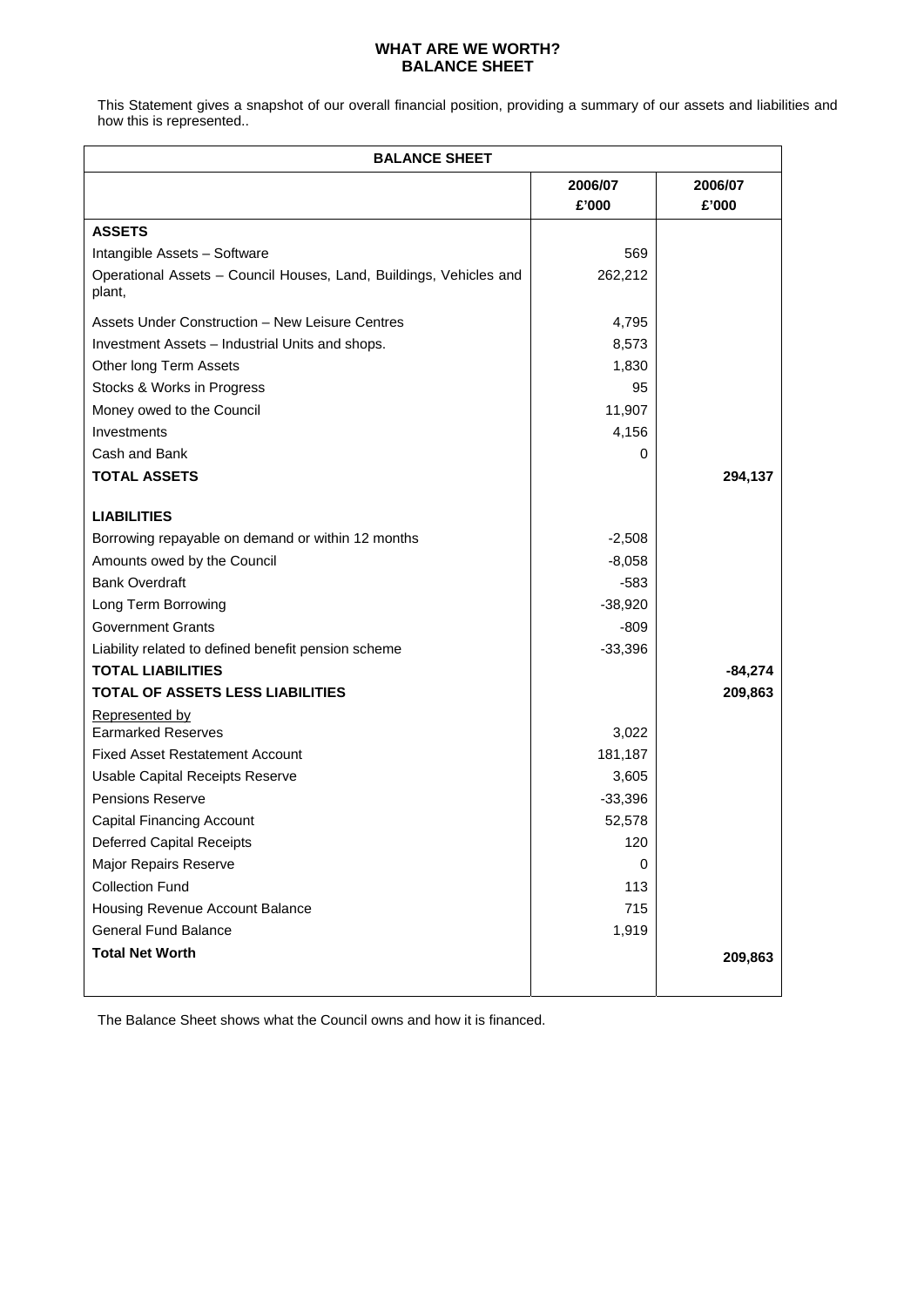# WHAT ARE WE WORTH?
## BALANCE SHEET

This Statement gives a snapshot of our overall financial position, providing a summary of our assets and liabilities and how this is represented..

| BALANCE SHEET | | |
|---|---|---|
| | 2006/07 £'000 | 2006/07 £'000 |
| **ASSETS** | | |
| Intangible Assets – Software | 569 | |
| Operational Assets – Council Houses, Land, Buildings, Vehicles and plant, | 262,212 | |
| Assets Under Construction – New Leisure Centres | 4,795 | |
| Investment Assets – Industrial Units and shops. | 8,573 | |
| Other long Term Assets | 1,830 | |
| Stocks & Works in Progress | 95 | |
| Money owed to the Council | 11,907 | |
| Investments | 4,156 | |
| Cash and Bank | 0 | |
| **TOTAL ASSETS** | | **294,137** |
| **LIABILITIES** | | |
| Borrowing repayable on demand or within 12 months | -2,508 | |
| Amounts owed by the Council | -8,058 | |
| Bank Overdraft | -583 | |
| Long Term Borrowing | -38,920 | |
| Government Grants | -809 | |
| Liability related to defined benefit pension scheme | -33,396 | |
| **TOTAL LIABILITIES** | | **-84,274** |
| **TOTAL OF ASSETS LESS LIABILITIES** | | **209,863** |
| Represented by | | |
| Earmarked Reserves | 3,022 | |
| Fixed Asset Restatement Account | 181,187 | |
| Usable Capital Receipts Reserve | 3,605 | |
| Pensions Reserve | -33,396 | |
| Capital Financing Account | 52,578 | |
| Deferred Capital Receipts | 120 | |
| Major Repairs Reserve | 0 | |
| Collection Fund | 113 | |
| Housing Revenue Account Balance | 715 | |
| General Fund Balance | 1,919 | |
| **Total Net Worth** | | **209,863** |

The Balance Sheet shows what the Council owns and how it is financed.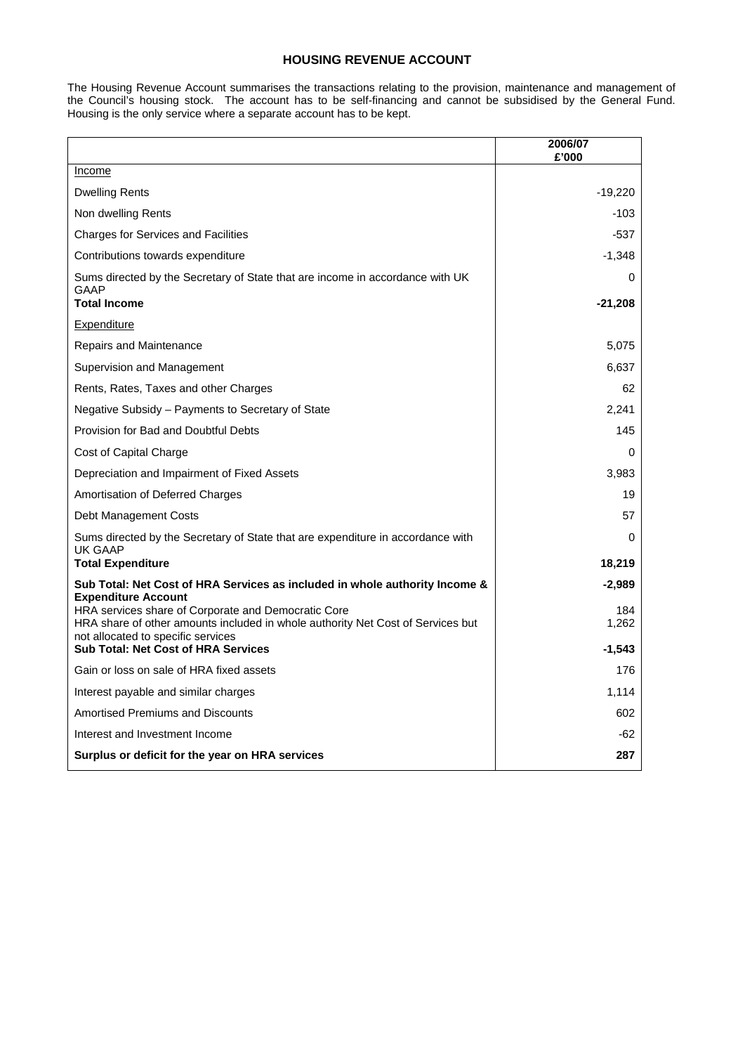# HOUSING REVENUE ACCOUNT

The Housing Revenue Account summarises the transactions relating to the provision, maintenance and management of the Council's housing stock. The account has to be self-financing and cannot be subsidised by the General Fund. Housing is the only service where a separate account has to be kept.

| | 2006/07 £'000 |
|---|---|
| Income | |
| Dwelling Rents | -19,220 |
| Non dwelling Rents | -103 |
| Charges for Services and Facilities | -537 |
| Contributions towards expenditure | -1,348 |
| Sums directed by the Secretary of State that are income in accordance with UK GAAP | 0 |
| **Total Income** | **-21,208** |
| Expenditure | |
| Repairs and Maintenance | 5,075 |
| Supervision and Management | 6,637 |
| Rents, Rates, Taxes and other Charges | 62 |
| Negative Subsidy – Payments to Secretary of State | 2,241 |
| Provision for Bad and Doubtful Debts | 145 |
| Cost of Capital Charge | 0 |
| Depreciation and Impairment of Fixed Assets | 3,983 |
| Amortisation of Deferred Charges | 19 |
| Debt Management Costs | 57 |
| Sums directed by the Secretary of State that are expenditure in accordance with UK GAAP | 0 |
| **Total Expenditure** | **18,219** |
| **Sub Total: Net Cost of HRA Services as included in whole authority Income & Expenditure Account** | **-2,989** |
| HRA services share of Corporate and Democratic Core | 184 |
| HRA share of other amounts included in whole authority Net Cost of Services but not allocated to specific services | 1,262 |
| **Sub Total: Net Cost of HRA Services** | **-1,543** |
| Gain or loss on sale of HRA fixed assets | 176 |
| Interest payable and similar charges | 1,114 |
| Amortised Premiums and Discounts | 602 |
| Interest and Investment Income | -62 |
| **Surplus or deficit for the year on HRA services** | **287** |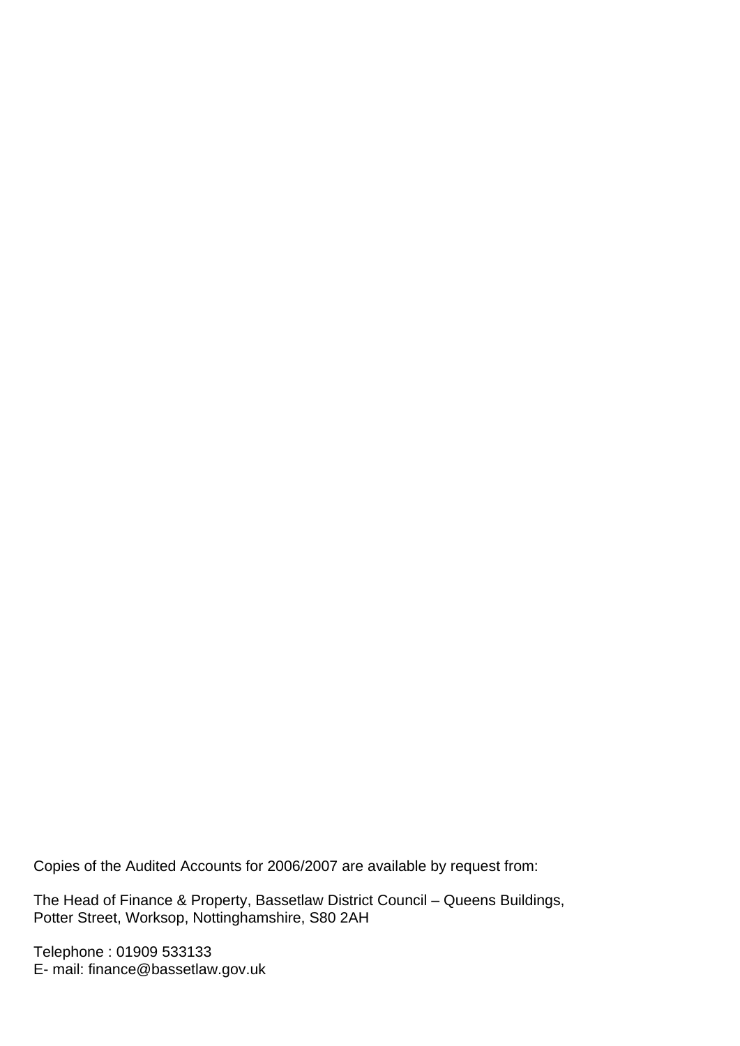Copies of the Audited Accounts for 2006/2007 are available by request from:

The Head of Finance & Property, Bassetlaw District Council – Queens Buildings, Potter Street, Worksop, Nottinghamshire, S80 2AH

Telephone : 01909 533133
E- mail: finance@bassetlaw.gov.uk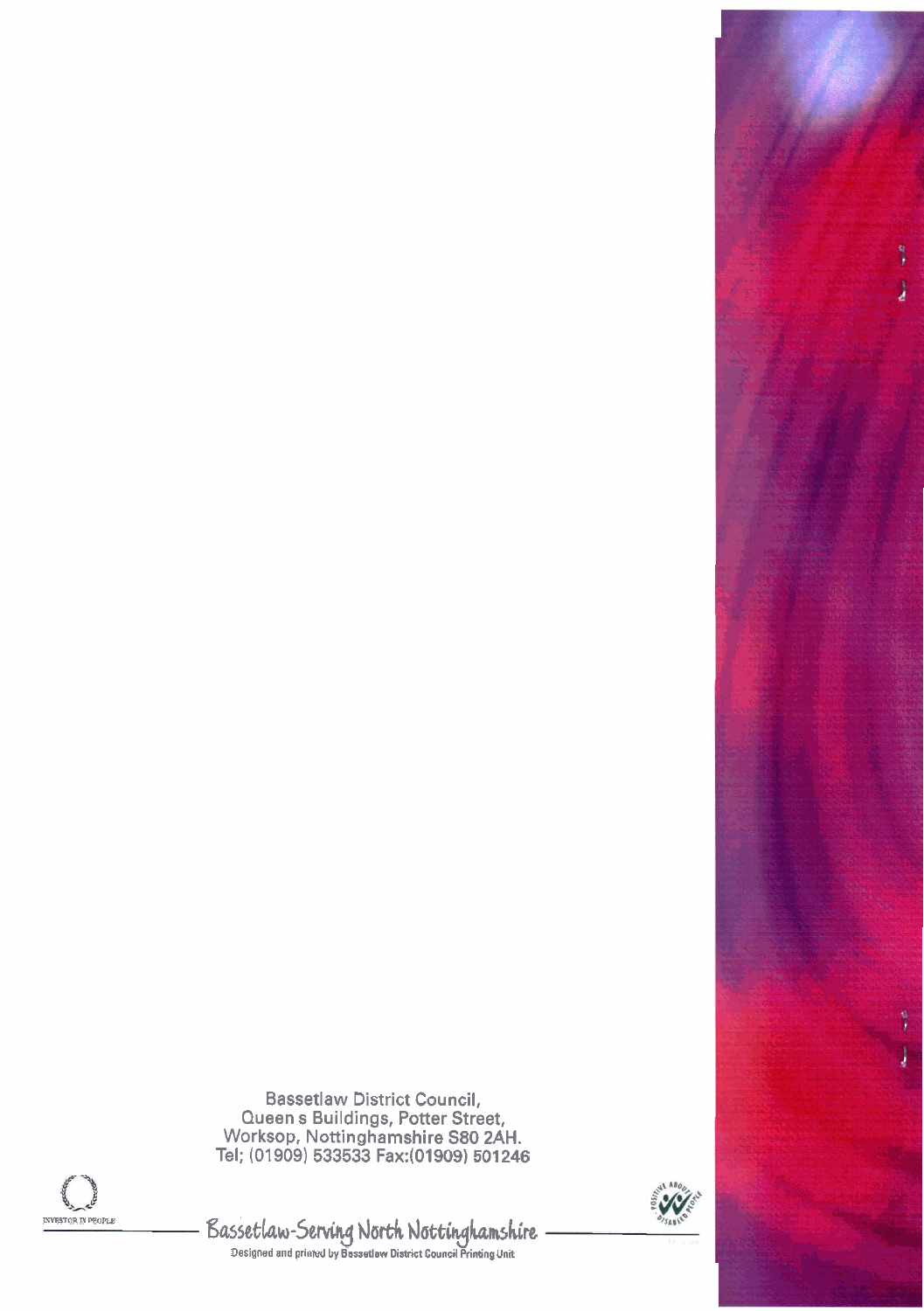Bassetlaw District Council,
Queen s Buildings, Potter Street,
Worksop, Nottinghamshire S80 2AH.
Tel; (01909) 533533 Fax:(01909) 501246

INVESTOR IN PEOPLE

Bassetlaw-Serving North Nottinghamshire

POSITIVE ABOUT DISABLED PEOPLE

Designed and printed by Bassetlaw District Council Printing Unit